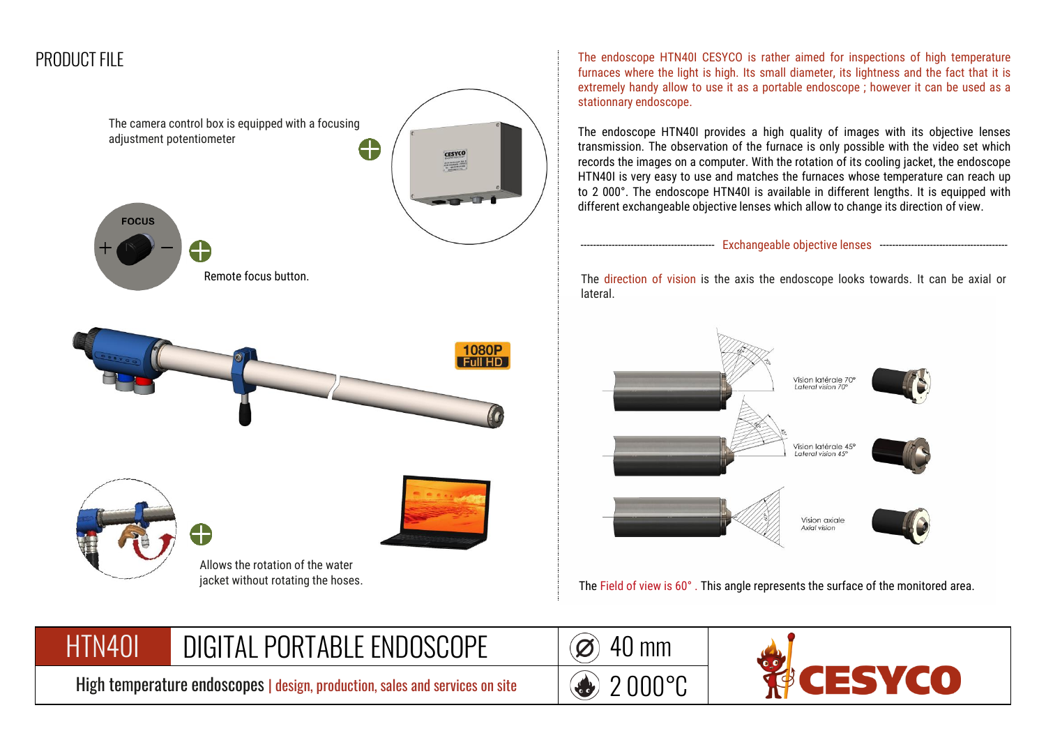# PRODUCT FILE

The camera control box is equipped with a focusing adjustment potentiometer

Remote focus button.

Allows the rotation of the water jacket without rotating the hoses.

The endoscope HTN40I CESYCO is rather aimed for inspections of high temperature furnaces where the light is high. Its small diameter, its lightness and the fact that it is extremely handy allow to use it as a portable endoscope ; however it can be used as a stationnary endoscope.

The endoscope HTN40I provides a high quality of images with its objective lenses transmission. The observation of the furnace is only possible with the video set which records the images on a computer. With the rotation of its cooling jacket, the endoscope HTN40I is very easy to use and matches the furnaces whose temperature can reach up to 2 000°. The endoscope HTN40I is available in different lengths. It is equipped with different exchangeable objective lenses which allow to change its direction of view.

## Exchangeable objective lenses

The direction of vision is the axis the endoscope looks towards. It can be axial or lateral.

Vision latérale 70° / Lateral vision 70°

Vision latérale 45° / Lateral vision 45°

Vision axiale / Axial vision

The Field of view is 60°. This angle represents the surface of the monitored area.

## HTN40I DIGITAL PORTABLE ENDOSCOPE

High temperature endoscopes | design, production, sales and services on site

Ø 40 mm

2 000°C

CESYCO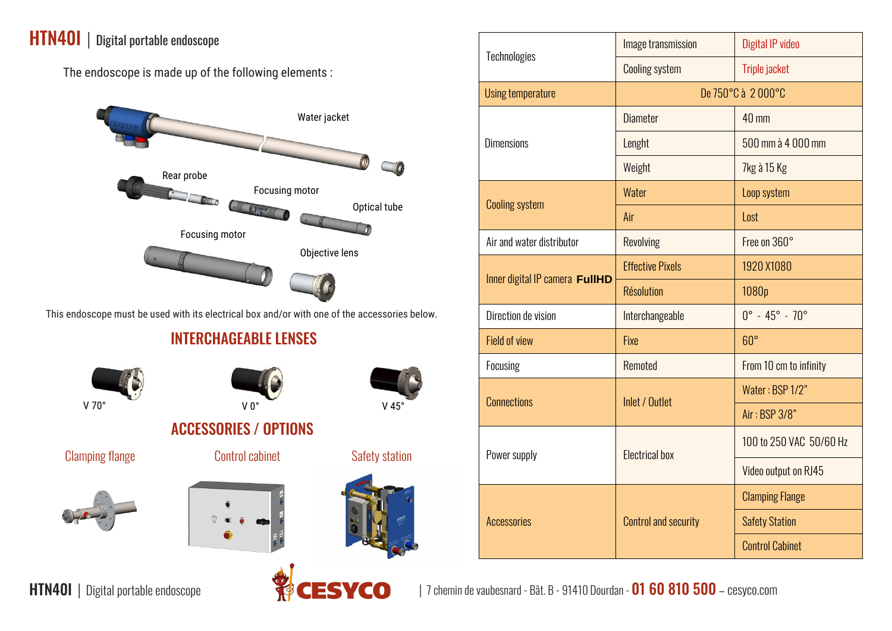# HTN40I | Digital portable endoscope

The endoscope is made up of the following elements :

Water jacket

Rear probe

Focusing motor

Optical tube

Focusing motor

Objective lens

This endoscope must be used with its electrical box and/or with one of the accessories below.

## INTERCHAGEABLE LENSES

V 70°

V 0°

V 45°

## ACCESSORIES / OPTIONS

Clamping flange

Control cabinet

Safety station

| | | |
|---|---|---|
| Technologies | Image transmission | Digital IP video |
| | Cooling system | Triple jacket |
| Using temperature | De 750°C à 2 000°C | |
| Dimensions | Diameter | 40 mm |
| | Lenght | 500 mm à 4 000 mm |
| | Weight | 7kg à 15 Kg |
| Cooling system | Water | Loop system |
| | Air | Lost |
| Air and water distributor | Revolving | Free on 360° |
| Inner digital IP camera **FullHD** | Effective Pixels | 1920 X1080 |
| | Résolution | 1080p |
| Direction de vision | Interchangeable | 0° - 45° - 70° |
| Field of view | Fixe | 60° |
| Focusing | Remoted | From 10 cm to infinity |
| Connections | Inlet / Outlet | Water : BSP 1/2" |
| | | Air : BSP 3/8" |
| Power supply | Electrical box | 100 to 250 VAC 50/60 Hz |
| | | Video output on RJ45 |
| Accessories | Control and security | Clamping Flange |
| | | Safety Station |
| | | Control Cabinet |

CESYCO | 7 chemin de vaubesnard - Bât. B - 91410 Dourdan - **01 60 810 500** – cesyco.com